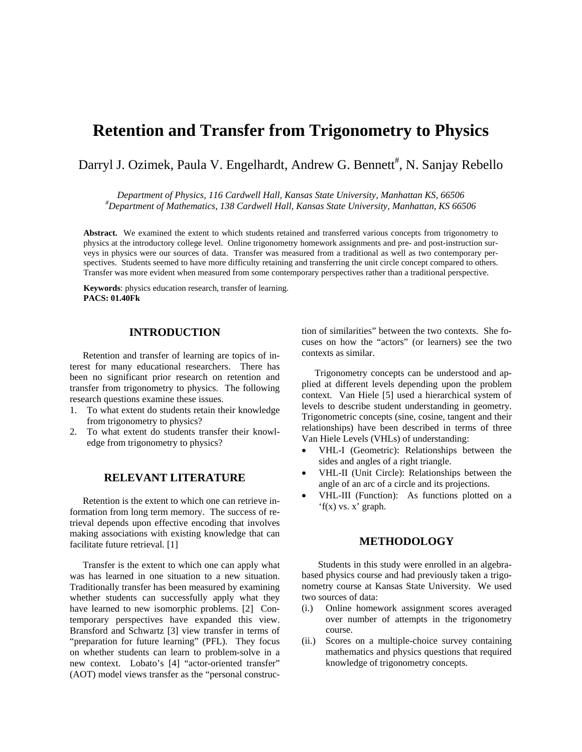# Retention and Transfer from Trigonometry to Physics

Darryl J. Ozimek, Paula V. Engelhardt, Andrew G. Bennett[#], N. Sanjay Rebello

*Department of Physics, 116 Cardwell Hall, Kansas State University, Manhattan KS, 66506*
*[#]Department of Mathematics, 138 Cardwell Hall, Kansas State University, Manhattan, KS 66506*

**Abstract.** We examined the extent to which students retained and transferred various concepts from trigonometry to physics at the introductory college level. Online trigonometry homework assignments and pre- and post-instruction surveys in physics were our sources of data. Transfer was measured from a traditional as well as two contemporary perspectives. Students seemed to have more difficulty retaining and transferring the unit circle concept compared to others. Transfer was more evident when measured from some contemporary perspectives rather than a traditional perspective.

**Keywords**: physics education research, transfer of learning.
**PACS: 01.40Fk**

## INTRODUCTION

Retention and transfer of learning are topics of interest for many educational researchers. There has been no significant prior research on retention and transfer from trigonometry to physics. The following research questions examine these issues.

1. To what extent do students retain their knowledge from trigonometry to physics?
2. To what extent do students transfer their knowledge from trigonometry to physics?

## RELEVANT LITERATURE

Retention is the extent to which one can retrieve information from long term memory. The success of retrieval depends upon effective encoding that involves making associations with existing knowledge that can facilitate future retrieval. [1]

Transfer is the extent to which one can apply what was has learned in one situation to a new situation. Traditionally transfer has been measured by examining whether students can successfully apply what they have learned to new isomorphic problems. [2] Contemporary perspectives have expanded this view. Bransford and Schwartz [3] view transfer in terms of "preparation for future learning" (PFL). They focus on whether students can learn to problem-solve in a new context. Lobato's [4] "actor-oriented transfer" (AOT) model views transfer as the "personal construction of similarities" between the two contexts. She focuses on how the "actors" (or learners) see the two contexts as similar.

Trigonometry concepts can be understood and applied at different levels depending upon the problem context. Van Hiele [5] used a hierarchical system of levels to describe student understanding in geometry. Trigonometric concepts (sine, cosine, tangent and their relationships) have been described in terms of three Van Hiele Levels (VHLs) of understanding:

- VHL-I (Geometric): Relationships between the sides and angles of a right triangle.
- VHL-II (Unit Circle): Relationships between the angle of an arc of a circle and its projections.
- VHL-III (Function): As functions plotted on a 'f(x) vs. x' graph.

## METHODOLOGY

Students in this study were enrolled in an algebra-based physics course and had previously taken a trigonometry course at Kansas State University. We used two sources of data:

(i.) Online homework assignment scores averaged over number of attempts in the trigonometry course.

(ii.) Scores on a multiple-choice survey containing mathematics and physics questions that required knowledge of trigonometry concepts.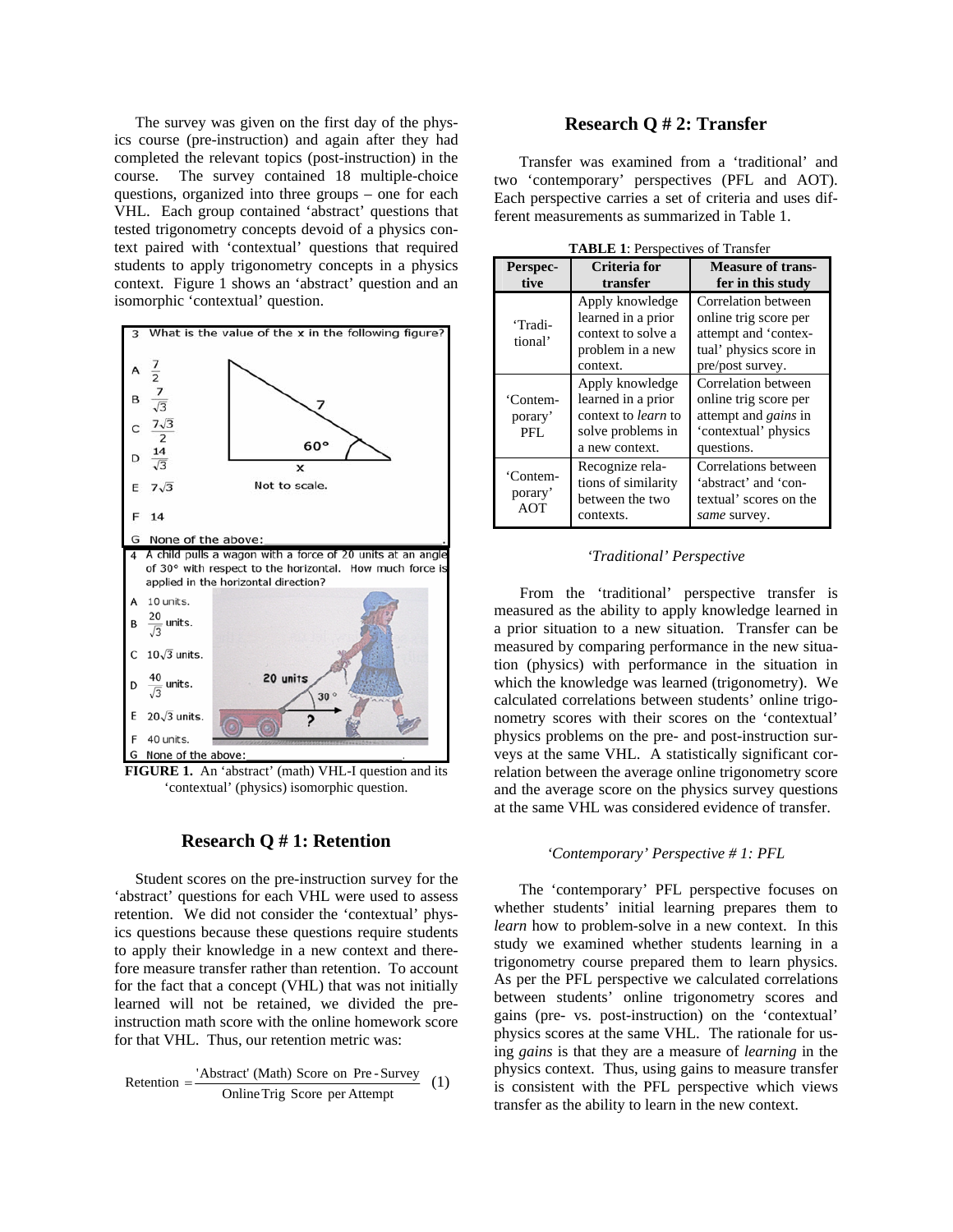The survey was given on the first day of the physics course (pre-instruction) and again after they had completed the relevant topics (post-instruction) in the course. The survey contained 18 multiple-choice questions, organized into three groups – one for each VHL. Each group contained 'abstract' questions that tested trigonometry concepts devoid of a physics context paired with 'contextual' questions that required students to apply trigonometry concepts in a physics context. Figure 1 shows an 'abstract' question and an isomorphic 'contextual' question.

3 What is the value of the x in the following figure?

A $\frac{7}{2}$

B $\frac{7}{\sqrt{3}}$

C $\frac{7\sqrt{3}}{2}$

D $\frac{14}{\sqrt{3}}$

E $7\sqrt{3}$

F 14

G None of the above:

7

60°

x

Not to scale.

4 A child pulls a wagon with a force of 20 units at an angle of 30° with respect to the horizontal. How much force is applied in the horizontal direction?

A 10 units.

B $\frac{20}{\sqrt{3}}$ units.

C $10\sqrt{3}$ units.

D $\frac{40}{\sqrt{3}}$ units.

E $20\sqrt{3}$ units.

F 40 units.

G None of the above:

20 units

30°

?

**FIGURE 1.** An 'abstract' (math) VHL-I question and its 'contextual' (physics) isomorphic question.

## Research Q # 1: Retention

Student scores on the pre-instruction survey for the 'abstract' questions for each VHL were used to assess retention. We did not consider the 'contextual' physics questions because these questions require students to apply their knowledge in a new context and therefore measure transfer rather than retention. To account for the fact that a concept (VHL) that was not initially learned will not be retained, we divided the pre-instruction math score with the online homework score for that VHL. Thus, our retention metric was:

$$\text{Retention} = \frac{\text{'Abstract' (Math) Score on Pre-Survey}}{\text{Online Trig Score per Attempt}} \quad (1)$$

## Research Q # 2: Transfer

Transfer was examined from a 'traditional' and two 'contemporary' perspectives (PFL and AOT). Each perspective carries a set of criteria and uses different measurements as summarized in Table 1.

**TABLE 1**: Perspectives of Transfer

| Perspective | Criteria for transfer | Measure of transfer in this study |
|---|---|---|
| 'Traditional' | Apply knowledge learned in a prior context to solve a problem in a new context. | Correlation between online trig score per attempt and 'contextual' physics score in pre/post survey. |
| 'Contemporary' PFL | Apply knowledge learned in a prior context to *learn* to solve problems in a new context. | Correlation between online trig score per attempt and *gains* in 'contextual' physics questions. |
| 'Contemporary' AOT | Recognize relations of similarity between the two contexts. | Correlations between 'abstract' and 'contextual' scores on the *same* survey. |

### *'Traditional' Perspective*

From the 'traditional' perspective transfer is measured as the ability to apply knowledge learned in a prior situation to a new situation. Transfer can be measured by comparing performance in the new situation (physics) with performance in the situation in which the knowledge was learned (trigonometry). We calculated correlations between students' online trigonometry scores with their scores on the 'contextual' physics problems on the pre- and post-instruction surveys at the same VHL. A statistically significant correlation between the average online trigonometry score and the average score on the physics survey questions at the same VHL was considered evidence of transfer.

### *'Contemporary' Perspective # 1: PFL*

The 'contemporary' PFL perspective focuses on whether students' initial learning prepares them to *learn* how to problem-solve in a new context. In this study we examined whether students learning in a trigonometry course prepared them to learn physics. As per the PFL perspective we calculated correlations between students' online trigonometry scores and gains (pre- vs. post-instruction) on the 'contextual' physics scores at the same VHL. The rationale for using *gains* is that they are a measure of *learning* in the physics context. Thus, using gains to measure transfer is consistent with the PFL perspective which views transfer as the ability to learn in the new context.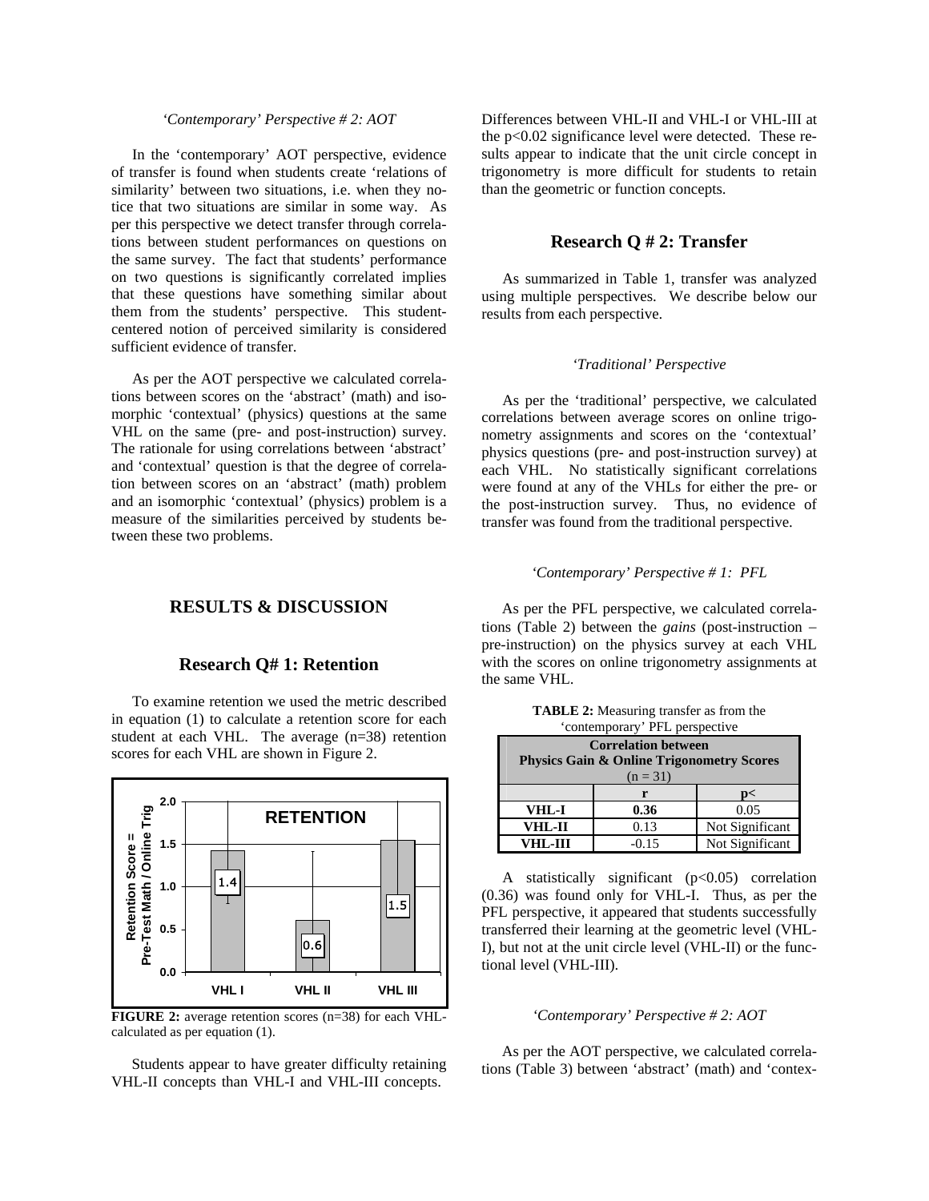*'Contemporary' Perspective # 2: AOT*

In the 'contemporary' AOT perspective, evidence of transfer is found when students create 'relations of similarity' between two situations, i.e. when they notice that two situations are similar in some way. As per this perspective we detect transfer through correlations between student performances on questions on the same survey. The fact that students' performance on two questions is significantly correlated implies that these questions have something similar about them from the students' perspective. This student-centered notion of perceived similarity is considered sufficient evidence of transfer.

As per the AOT perspective we calculated correlations between scores on the 'abstract' (math) and isomorphic 'contextual' (physics) questions at the same VHL on the same (pre- and post-instruction) survey. The rationale for using correlations between 'abstract' and 'contextual' question is that the degree of correlation between scores on an 'abstract' (math) problem and an isomorphic 'contextual' (physics) problem is a measure of the similarities perceived by students between these two problems.

## RESULTS & DISCUSSION

### Research Q# 1: Retention

To examine retention we used the metric described in equation (1) to calculate a retention score for each student at each VHL. The average (n=38) retention scores for each VHL are shown in Figure 2.

RETENTION

Retention Score = Pre-Test Math / Online Trig

2.0
1.5
1.0
0.5
0.0

1.4
0.6
1.5

VHL I
VHL II
VHL III

**FIGURE 2:** average retention scores (n=38) for each VHL-calculated as per equation (1).

Students appear to have greater difficulty retaining VHL-II concepts than VHL-I and VHL-III concepts. Differences between VHL-II and VHL-I or VHL-III at the $p<0.02$ significance level were detected. These results appear to indicate that the unit circle concept in trigonometry is more difficult for students to retain than the geometric or function concepts.

### Research Q # 2: Transfer

As summarized in Table 1, transfer was analyzed using multiple perspectives. We describe below our results from each perspective.

*'Traditional' Perspective*

As per the 'traditional' perspective, we calculated correlations between average scores on online trigonometry assignments and scores on the 'contextual' physics questions (pre- and post-instruction survey) at each VHL. No statistically significant correlations were found at any of the VHLs for either the pre- or the post-instruction survey. Thus, no evidence of transfer was found from the traditional perspective.

*'Contemporary' Perspective # 1: PFL*

As per the PFL perspective, we calculated correlations (Table 2) between the *gains* (post-instruction – pre-instruction) on the physics survey at each VHL with the scores on online trigonometry assignments at the same VHL.

**TABLE 2:** Measuring transfer as from the 'contemporary' PFL perspective

| **Correlation between Physics Gain & Online Trigonometry Scores** (n = 31) | | |
|---|---|---|
| | **r** | **p<** |
| **VHL-I** | **0.36** | 0.05 |
| **VHL-II** | 0.13 | Not Significant |
| **VHL-III** | -0.15 | Not Significant |

A statistically significant ($p<0.05$) correlation (0.36) was found only for VHL-I. Thus, as per the PFL perspective, it appeared that students successfully transferred their learning at the geometric level (VHL-I), but not at the unit circle level (VHL-II) or the functional level (VHL-III).

*'Contemporary' Perspective # 2: AOT*

As per the AOT perspective, we calculated correlations (Table 3) between 'abstract' (math) and 'contex-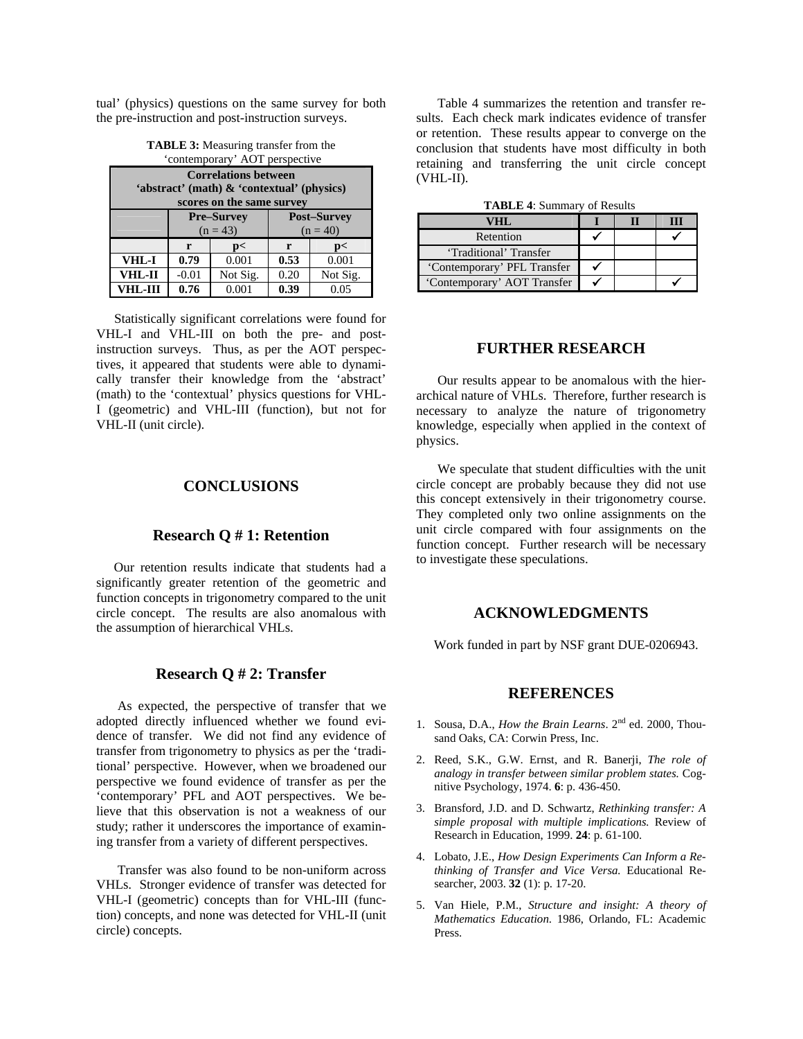tual' (physics) questions on the same survey for both the pre-instruction and post-instruction surveys.

**TABLE 3:** Measuring transfer from the 'contemporary' AOT perspective

| Correlations between 'abstract' (math) & 'contextual' (physics) scores on the same survey | | | | |
|---|---|---|---|---|
| | Pre–Survey (n = 43) | | Post–Survey (n = 40) | |
| | r | p< | r | p< |
| **VHL-I** | **0.79** | 0.001 | **0.53** | 0.001 |
| **VHL-II** | -0.01 | Not Sig. | 0.20 | Not Sig. |
| **VHL-III** | **0.76** | 0.001 | **0.39** | 0.05 |

Statistically significant correlations were found for VHL-I and VHL-III on both the pre- and post-instruction surveys. Thus, as per the AOT perspectives, it appeared that students were able to dynamically transfer their knowledge from the 'abstract' (math) to the 'contextual' physics questions for VHL-I (geometric) and VHL-III (function), but not for VHL-II (unit circle).

## CONCLUSIONS

### Research Q # 1: Retention

Our retention results indicate that students had a significantly greater retention of the geometric and function concepts in trigonometry compared to the unit circle concept. The results are also anomalous with the assumption of hierarchical VHLs.

### Research Q # 2: Transfer

As expected, the perspective of transfer that we adopted directly influenced whether we found evidence of transfer. We did not find any evidence of transfer from trigonometry to physics as per the 'traditional' perspective. However, when we broadened our perspective we found evidence of transfer as per the 'contemporary' PFL and AOT perspectives. We believe that this observation is not a weakness of our study; rather it underscores the importance of examining transfer from a variety of different perspectives.

Transfer was also found to be non-uniform across VHLs. Stronger evidence of transfer was detected for VHL-I (geometric) concepts than for VHL-III (function) concepts, and none was detected for VHL-II (unit circle) concepts.

Table 4 summarizes the retention and transfer results. Each check mark indicates evidence of transfer or retention. These results appear to converge on the conclusion that students have most difficulty in both retaining and transferring the unit circle concept (VHL-II).

**TABLE 4**: Summary of Results

| VHL | I | II | III |
|---|---|---|---|
| Retention | ✓ | | ✓ |
| 'Traditional' Transfer | | | |
| 'Contemporary' PFL Transfer | ✓ | | |
| 'Contemporary' AOT Transfer | ✓ | | ✓ |

## FURTHER RESEARCH

Our results appear to be anomalous with the hierarchical nature of VHLs. Therefore, further research is necessary to analyze the nature of trigonometry knowledge, especially when applied in the context of physics.

We speculate that student difficulties with the unit circle concept are probably because they did not use this concept extensively in their trigonometry course. They completed only two online assignments on the unit circle compared with four assignments on the function concept. Further research will be necessary to investigate these speculations.

## ACKNOWLEDGMENTS

Work funded in part by NSF grant DUE-0206943.

## REFERENCES

1. Sousa, D.A., *How the Brain Learns*. 2nd ed. 2000, Thousand Oaks, CA: Corwin Press, Inc.
2. Reed, S.K., G.W. Ernst, and R. Banerji, *The role of analogy in transfer between similar problem states.* Cognitive Psychology, 1974. **6**: p. 436-450.
3. Bransford, J.D. and D. Schwartz, *Rethinking transfer: A simple proposal with multiple implications.* Review of Research in Education, 1999. **24**: p. 61-100.
4. Lobato, J.E., *How Design Experiments Can Inform a Rethinking of Transfer and Vice Versa.* Educational Researcher, 2003. **32** (1): p. 17-20.
5. Van Hiele, P.M., *Structure and insight: A theory of Mathematics Education.* 1986, Orlando, FL: Academic Press.